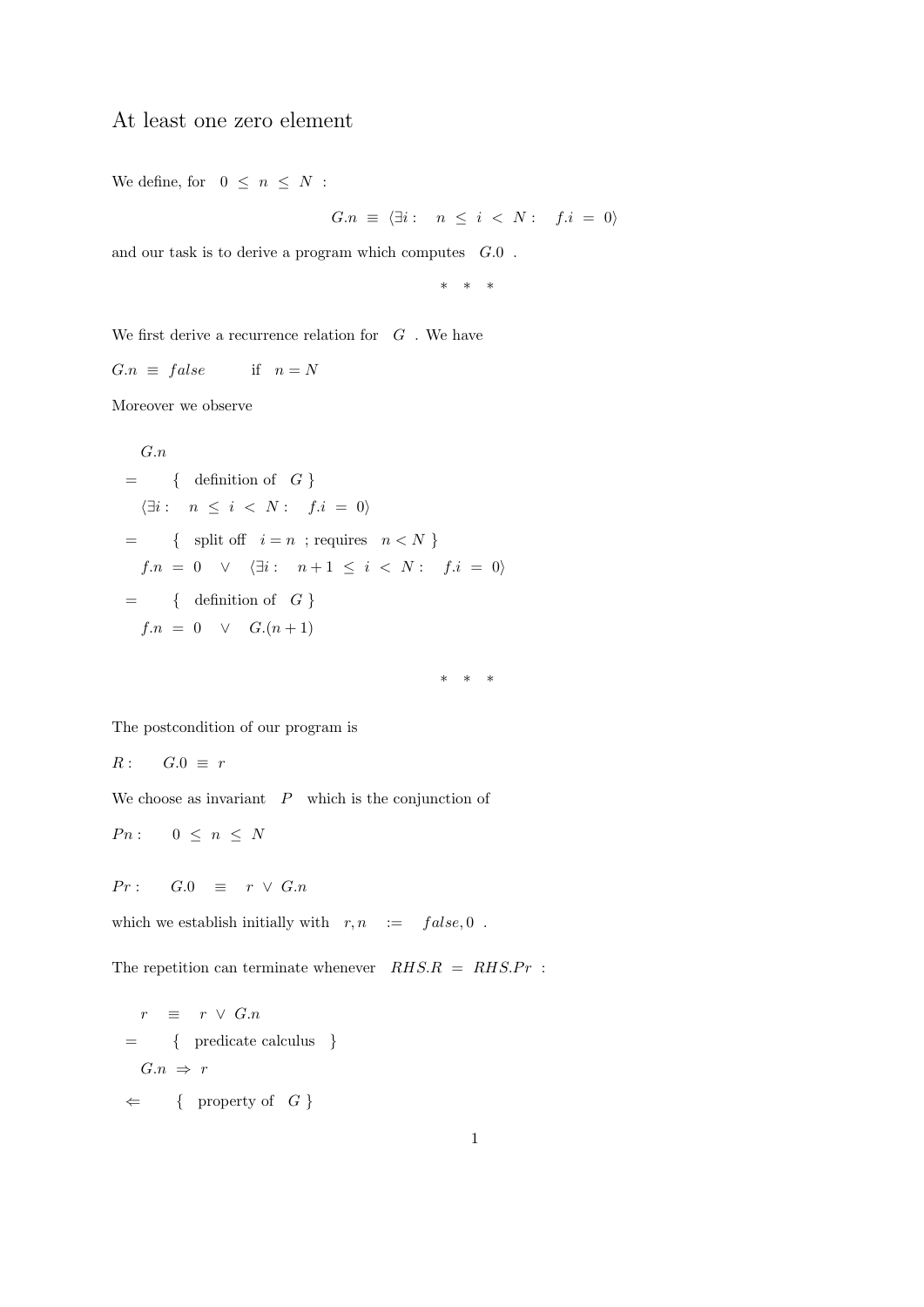# At least one zero element

We define, for $0 \le n \le N$ :

$$G.n \equiv \langle \exists i : \quad n \le i < N : \quad f.i = 0 \rangle$$

and our task is to derive a program which computes $G.0$ .

\* \* \*

We first derive a recurrence relation for $G$ . We have

$G.n \equiv false \qquad$ if $\quad n = N$

Moreover we observe

$$
\begin{array}{ll}
 & G.n \\
= & \{ \quad \text{definition of} \quad G \ \} \\
 & \langle \exists i : \quad n \le i < N : \quad f.i = 0 \rangle \\
= & \{ \quad \text{split off} \quad i = n \ ; \text{requires} \quad n < N \ \} \\
 & f.n = 0 \quad \vee \quad \langle \exists i : \quad n+1 \le i < N : \quad f.i = 0 \rangle \\
= & \{ \quad \text{definition of} \quad G \ \} \\
 & f.n = 0 \quad \vee \quad G.(n+1)
\end{array}
$$

\* \* \*

The postcondition of our program is

$R : \qquad G.0 \equiv r$

We choose as invariant $P$ which is the conjunction of

$Pn : \qquad 0 \le n \le N$

$Pr : \qquad G.0 \quad \equiv \quad r \vee G.n$

which we establish initially with $r, n \quad := \quad false, 0$ .

The repetition can terminate whenever $RHS.R = RHS.Pr$ :

$$
\begin{array}{ll}
 & r \quad \equiv \quad r \vee G.n \\
= & \{ \quad \text{predicate calculus} \quad \} \\
 & G.n \Rightarrow r \\
\Leftarrow & \{ \quad \text{property of} \quad G \ \}
\end{array}
$$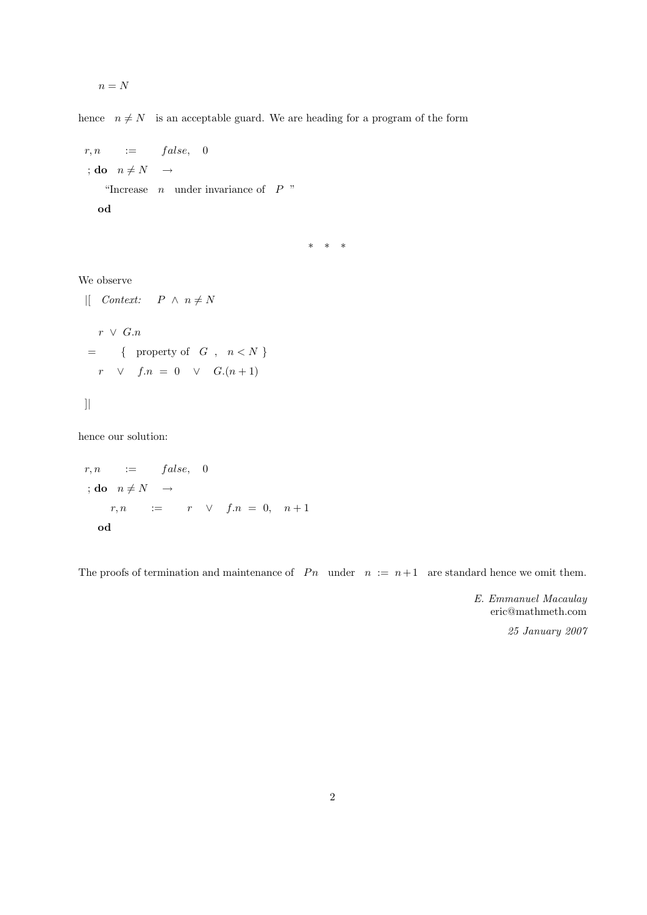$$n = N$$

hence $n \neq N$ is an acceptable guard. We are heading for a program of the form

$$
\begin{array}{l}
r, n \quad := \quad false, \quad 0 \\
; \textbf{do} \quad n \neq N \quad \rightarrow \\
\qquad \text{“Increase } n \text{ under invariance of } P \text{ ”} \\
\quad \textbf{od}
\end{array}
$$

\*   \*   \*

We observe

|[ *Context:* $P \ \wedge \ n \neq N$

$$
\begin{array}{ll}
 & r \ \vee \ G.n \\
= & \{ \text{ property of } G \ , \ n < N \ \} \\
 & r \quad \vee \quad f.n \ = \ 0 \quad \vee \quad G.(n+1)
\end{array}
$$

]|

hence our solution:

$$
\begin{array}{l}
r, n \quad := \quad false, \quad 0 \\
; \textbf{do} \quad n \neq N \quad \rightarrow \\
\qquad r, n \quad := \quad r \quad \vee \quad f.n \ = \ 0, \quad n+1 \\
\quad \textbf{od}
\end{array}
$$

The proofs of termination and maintenance of $Pn$ under $n := n+1$ are standard hence we omit them.

*E. Emmanuel Macaulay*
eric@mathmeth.com

*25 January 2007*